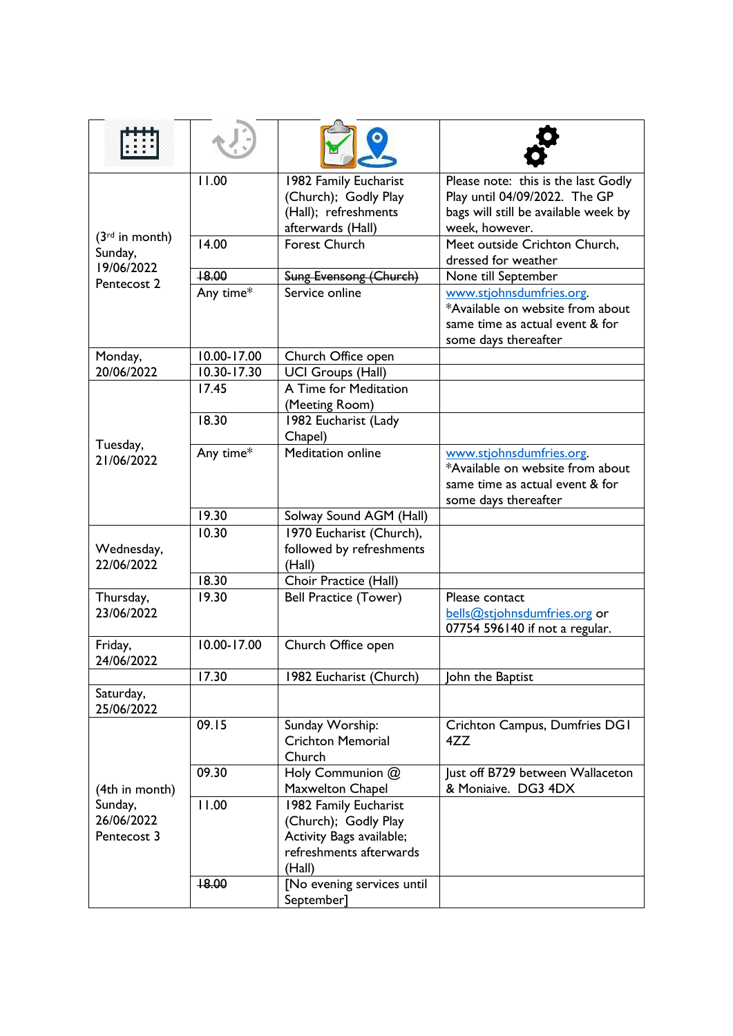| | | | |
|---|---|---|---|
| (3rd in month) Sunday, 19/06/2022 Pentecost 2 | 11.00 | 1982 Family Eucharist (Church); Godly Play (Hall); refreshments afterwards (Hall) | Please note: this is the last Godly Play until 04/09/2022. The GP bags will still be available week by week, however. |
| | 14.00 | Forest Church | Meet outside Crichton Church, dressed for weather |
| | ~~18.00~~ | ~~Sung Evensong (Church)~~ | None till September |
| | Any time* | Service online | www.stjohnsdumfries.org. *Available on website from about same time as actual event & for some days thereafter |
| Monday, 20/06/2022 | 10.00-17.00 | Church Office open | |
| | 10.30-17.30 | UCI Groups (Hall) | |
| Tuesday, 21/06/2022 | 17.45 | A Time for Meditation (Meeting Room) | |
| | 18.30 | 1982 Eucharist (Lady Chapel) | |
| | Any time* | Meditation online | www.stjohnsdumfries.org. *Available on website from about same time as actual event & for some days thereafter |
| | 19.30 | Solway Sound AGM (Hall) | |
| Wednesday, 22/06/2022 | 10.30 | 1970 Eucharist (Church), followed by refreshments (Hall) | |
| | 18.30 | Choir Practice (Hall) | |
| Thursday, 23/06/2022 | 19.30 | Bell Practice (Tower) | Please contact bells@stjohnsdumfries.org or 07754 596140 if not a regular. |
| Friday, 24/06/2022 | 10.00-17.00 | Church Office open | |
| | 17.30 | 1982 Eucharist (Church) | John the Baptist |
| Saturday, 25/06/2022 | | | |
| (4th in month) Sunday, 26/06/2022 Pentecost 3 | 09.15 | Sunday Worship: Crichton Memorial Church | Crichton Campus, Dumfries DG1 4ZZ |
| | 09.30 | Holy Communion @ Maxwelton Chapel | Just off B729 between Wallaceton & Moniaive. DG3 4DX |
| | 11.00 | 1982 Family Eucharist (Church); Godly Play Activity Bags available; refreshments afterwards (Hall) | |
| | ~~18.00~~ | [No evening services until September] | |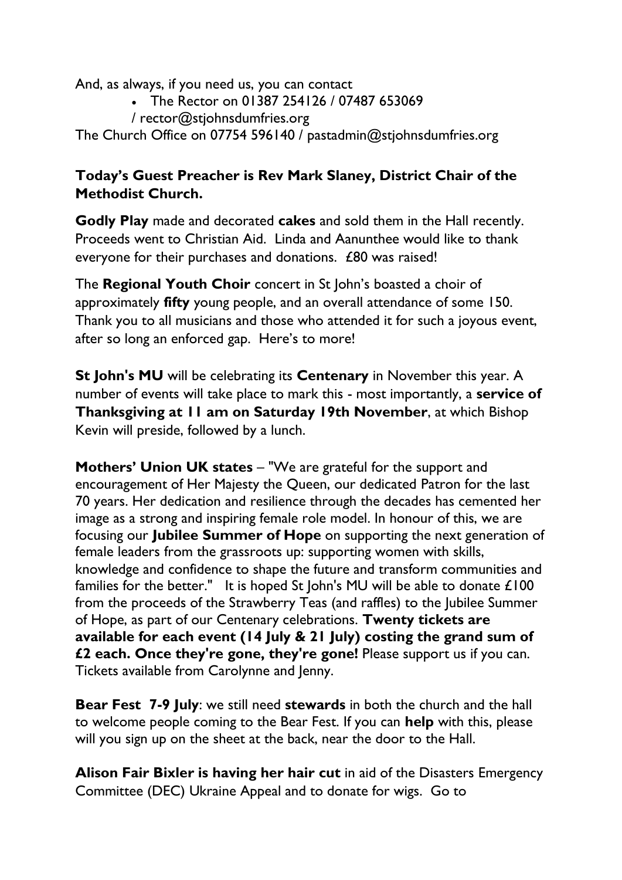And, as always, if you need us, you can contact

- The Rector on 01387 254126 / 07487 653069 / rector@stjohnsdumfries.org

The Church Office on 07754 596140 / pastadmin@stjohnsdumfries.org

**Today's Guest Preacher is Rev Mark Slaney, District Chair of the Methodist Church.**

**Godly Play** made and decorated **cakes** and sold them in the Hall recently. Proceeds went to Christian Aid. Linda and Aanunthee would like to thank everyone for their purchases and donations. £80 was raised!

The **Regional Youth Choir** concert in St John's boasted a choir of approximately **fifty** young people, and an overall attendance of some 150. Thank you to all musicians and those who attended it for such a joyous event, after so long an enforced gap. Here's to more!

**St John's MU** will be celebrating its **Centenary** in November this year. A number of events will take place to mark this - most importantly, a **service of Thanksgiving at 11 am on Saturday 19th November**, at which Bishop Kevin will preside, followed by a lunch.

**Mothers' Union UK states** – "We are grateful for the support and encouragement of Her Majesty the Queen, our dedicated Patron for the last 70 years. Her dedication and resilience through the decades has cemented her image as a strong and inspiring female role model. In honour of this, we are focusing our **Jubilee Summer of Hope** on supporting the next generation of female leaders from the grassroots up: supporting women with skills, knowledge and confidence to shape the future and transform communities and families for the better." It is hoped St John's MU will be able to donate £100 from the proceeds of the Strawberry Teas (and raffles) to the Jubilee Summer of Hope, as part of our Centenary celebrations. **Twenty tickets are available for each event (14 July & 21 July) costing the grand sum of £2 each. Once they're gone, they're gone!** Please support us if you can. Tickets available from Carolynne and Jenny.

**Bear Fest 7-9 July**: we still need **stewards** in both the church and the hall to welcome people coming to the Bear Fest. If you can **help** with this, please will you sign up on the sheet at the back, near the door to the Hall.

**Alison Fair Bixler is having her hair cut** in aid of the Disasters Emergency Committee (DEC) Ukraine Appeal and to donate for wigs. Go to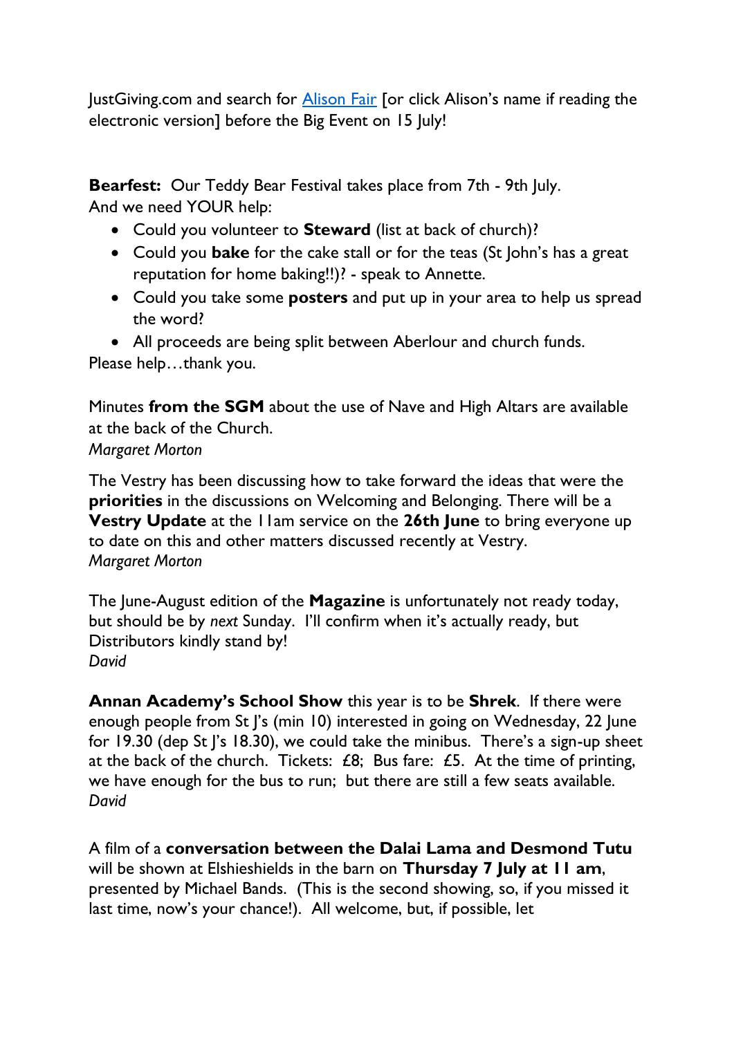JustGiving.com and search for [Alison Fair] [or click Alison's name if reading the electronic version] before the Big Event on 15 July!

**Bearfest:** Our Teddy Bear Festival takes place from 7th - 9th July.
And we need YOUR help:

- Could you volunteer to **Steward** (list at back of church)?
- Could you **bake** for the cake stall or for the teas (St John's has a great reputation for home baking!!)? - speak to Annette.
- Could you take some **posters** and put up in your area to help us spread the word?
- All proceeds are being split between Aberlour and church funds.

Please help…thank you.

Minutes **from the SGM** about the use of Nave and High Altars are available at the back of the Church.
*Margaret Morton*

The Vestry has been discussing how to take forward the ideas that were the **priorities** in the discussions on Welcoming and Belonging. There will be a **Vestry Update** at the 11am service on the **26th June** to bring everyone up to date on this and other matters discussed recently at Vestry.
*Margaret Morton*

The June-August edition of the **Magazine** is unfortunately not ready today, but should be by *next* Sunday. I'll confirm when it's actually ready, but Distributors kindly stand by!
*David*

**Annan Academy's School Show** this year is to be **Shrek**. If there were enough people from St J's (min 10) interested in going on Wednesday, 22 June for 19.30 (dep St J's 18.30), we could take the minibus. There's a sign-up sheet at the back of the church. Tickets: £8; Bus fare: £5. At the time of printing, we have enough for the bus to run; but there are still a few seats available.
*David*

A film of a **conversation between the Dalai Lama and Desmond Tutu** will be shown at Elshieshields in the barn on **Thursday 7 July at 11 am**, presented by Michael Bands. (This is the second showing, so, if you missed it last time, now's your chance!). All welcome, but, if possible, let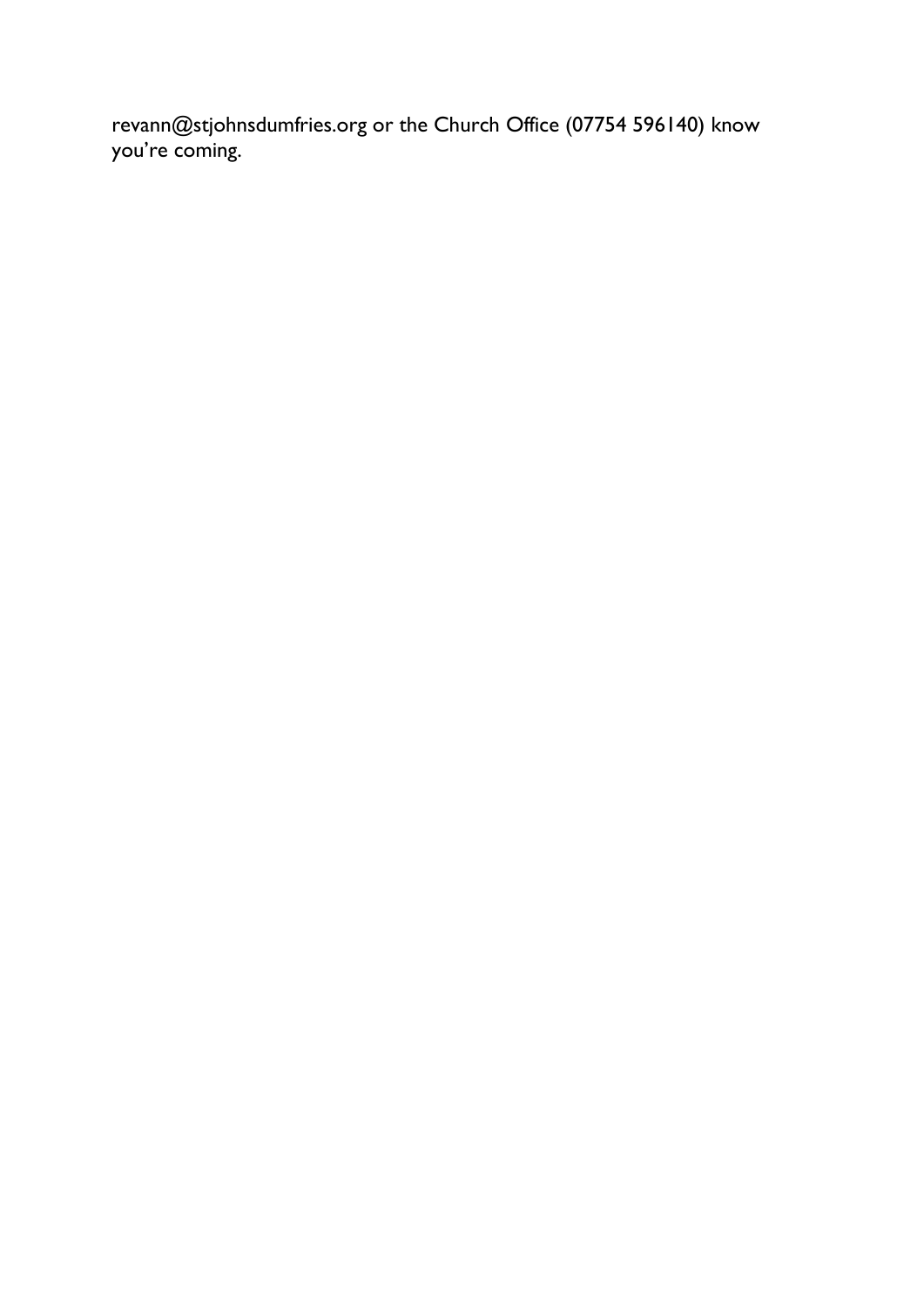revann@stjohnsdumfries.org or the Church Office (07754 596140) know you're coming.